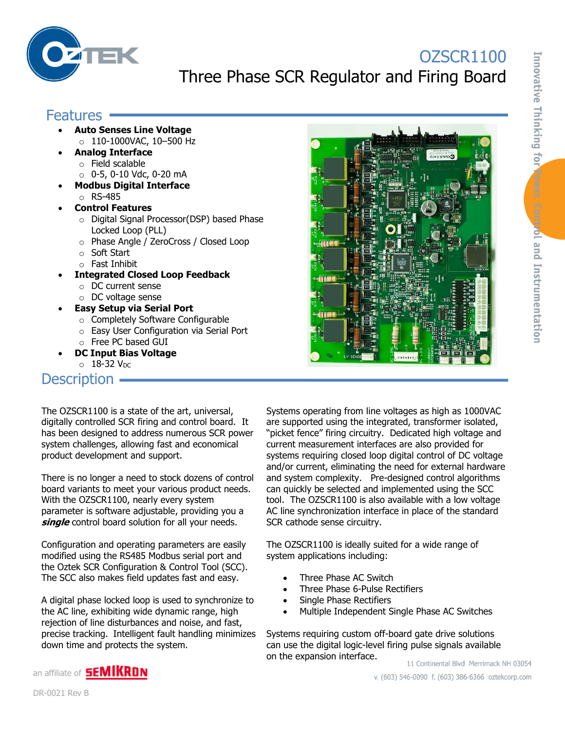# OZSCR1100

## Three Phase SCR Regulator and Firing Board

## Features

- **Auto Senses Line Voltage**
  - 110-1000VAC, 10–500 Hz
- **Analog Interface**
  - Field scalable
  - 0-5, 0-10 Vdc, 0-20 mA
- **Modbus Digital Interface**
  - RS-485
- **Control Features**
  - Digital Signal Processor(DSP) based Phase Locked Loop (PLL)
  - Phase Angle / ZeroCross / Closed Loop
  - Soft Start
  - Fast Inhibit
- **Integrated Closed Loop Feedback**
  - DC current sense
  - DC voltage sense
- **Easy Setup via Serial Port**
  - Completely Software Configurable
  - Easy User Configuration via Serial Port
  - Free PC based GUI
- **DC Input Bias Voltage**
  - 18-32 $V_{DC}$

## Description

The OZSCR1100 is a state of the art, universal, digitally controlled SCR firing and control board. It has been designed to address numerous SCR power system challenges, allowing fast and economical product development and support.

There is no longer a need to stock dozens of control board variants to meet your various product needs. With the OZSCR1100, nearly every system parameter is software adjustable, providing you a ***single*** control board solution for all your needs.

Configuration and operating parameters are easily modified using the RS485 Modbus serial port and the Oztek SCR Configuration & Control Tool (SCC). The SCC also makes field updates fast and easy.

A digital phase locked loop is used to synchronize to the AC line, exhibiting wide dynamic range, high rejection of line disturbances and noise, and fast, precise tracking. Intelligent fault handling minimizes down time and protects the system.

Systems operating from line voltages as high as 1000VAC are supported using the integrated, transformer isolated, "picket fence" firing circuitry. Dedicated high voltage and current measurement interfaces are also provided for systems requiring closed loop digital control of DC voltage and/or current, eliminating the need for external hardware and system complexity. Pre-designed control algorithms can quickly be selected and implemented using the SCC tool. The OZSCR1100 is also available with a low voltage AC line synchronization interface in place of the standard SCR cathode sense circuitry.

The OZSCR1100 is ideally suited for a wide range of system applications including:

- Three Phase AC Switch
- Three Phase 6-Pulse Rectifiers
- Single Phase Rectifiers
- Multiple Independent Single Phase AC Switches

Systems requiring custom off-board gate drive solutions can use the digital logic-level firing pulse signals available on the expansion interface.

an affiliate of SEMIKRON

11 Continental Blvd Merrimack NH 03054
v. (603) 546-0090 f. (603) 386-6366 oztekcorp.com

DR-0021 Rev B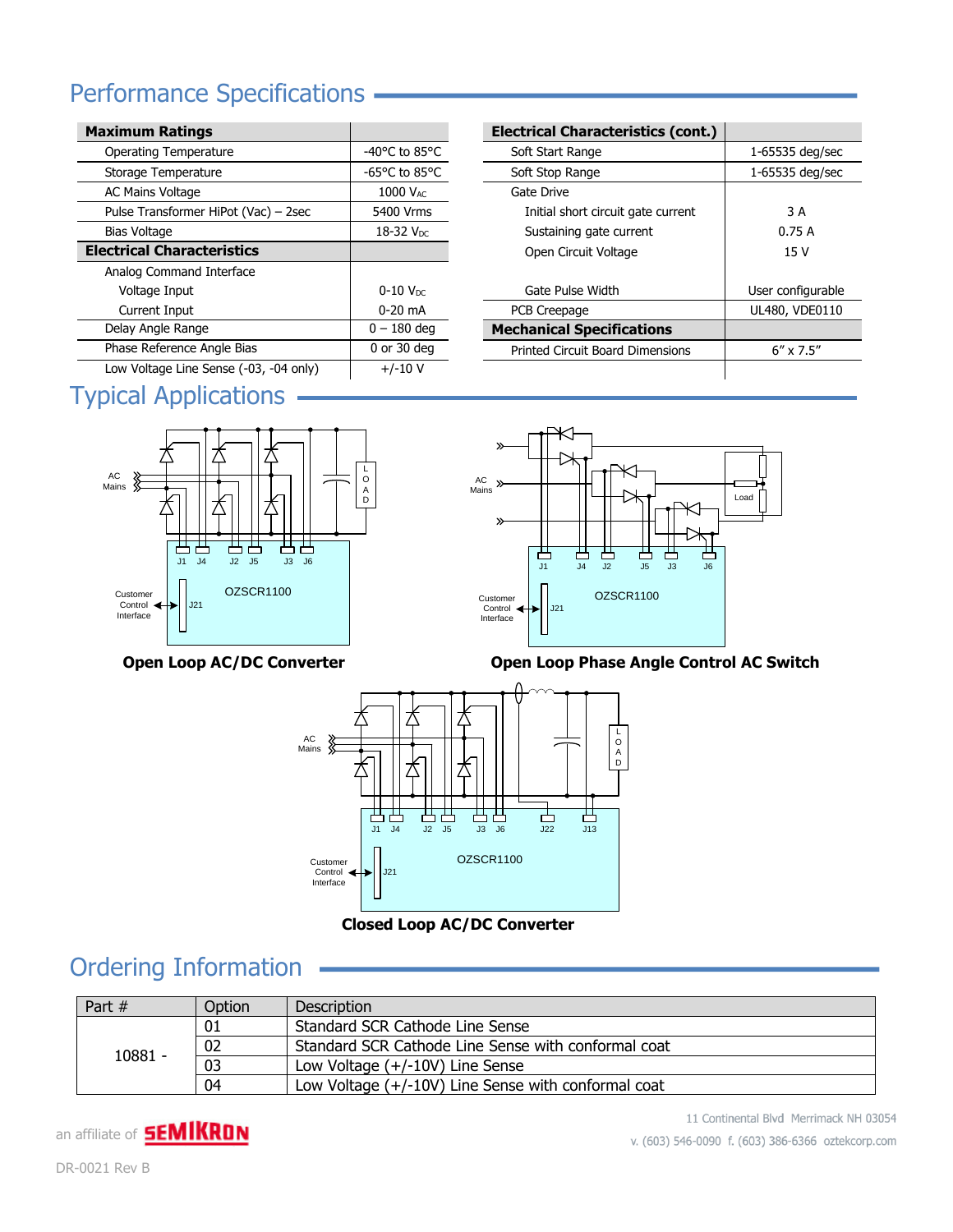## Performance Specifications

| Maximum Ratings | |
|---|---|
| Operating Temperature | -40°C to 85°C |
| Storage Temperature | -65°C to 85°C |
| AC Mains Voltage | 1000 $V_{AC}$ |
| Pulse Transformer HiPot (Vac) – 2sec | 5400 Vrms |
| Bias Voltage | 18-32 $V_{DC}$ |
| **Electrical Characteristics** | |
| Analog Command Interface | |
| Voltage Input | 0-10 $V_{DC}$ |
| Current Input | 0-20 mA |
| Delay Angle Range | 0 – 180 deg |
| Phase Reference Angle Bias | 0 or 30 deg |
| Low Voltage Line Sense (-03, -04 only) | +/-10 V |

| Electrical Characteristics (cont.) | |
|---|---|
| Soft Start Range | 1-65535 deg/sec |
| Soft Stop Range | 1-65535 deg/sec |
| Gate Drive | |
| Initial short circuit gate current | 3 A |
| Sustaining gate current | 0.75 A |
| Open Circuit Voltage | 15 V |
| Gate Pulse Width | User configurable |
| PCB Creepage | UL480, VDE0110 |
| **Mechanical Specifications** | |
| Printed Circuit Board Dimensions | 6" x 7.5" |

## Typical Applications

AC Mains
LOAD
J1 J4 J2 J5 J3 J6
OZSCR1100
Customer Control Interface
J21

**Open Loop AC/DC Converter**

AC Mains
Load
J1 J4 J2 J5 J3 J6
OZSCR1100
Customer Control Interface
J21

**Open Loop Phase Angle Control AC Switch**

AC Mains
LOAD
J1 J4 J2 J5 J3 J6 J22 J13
OZSCR1100
Customer Control Interface
J21

**Closed Loop AC/DC Converter**

## Ordering Information

| Part # | Option | Description |
|---|---|---|
| 10881 - | 01 | Standard SCR Cathode Line Sense |
| | 02 | Standard SCR Cathode Line Sense with conformal coat |
| | 03 | Low Voltage (+/-10V) Line Sense |
| | 04 | Low Voltage (+/-10V) Line Sense with conformal coat |

an affiliate of SEMIKRON

11 Continental Blvd Merrimack NH 03054
v. (603) 546-0090 f. (603) 386-6366 oztekcorp.com

DR-0021 Rev B